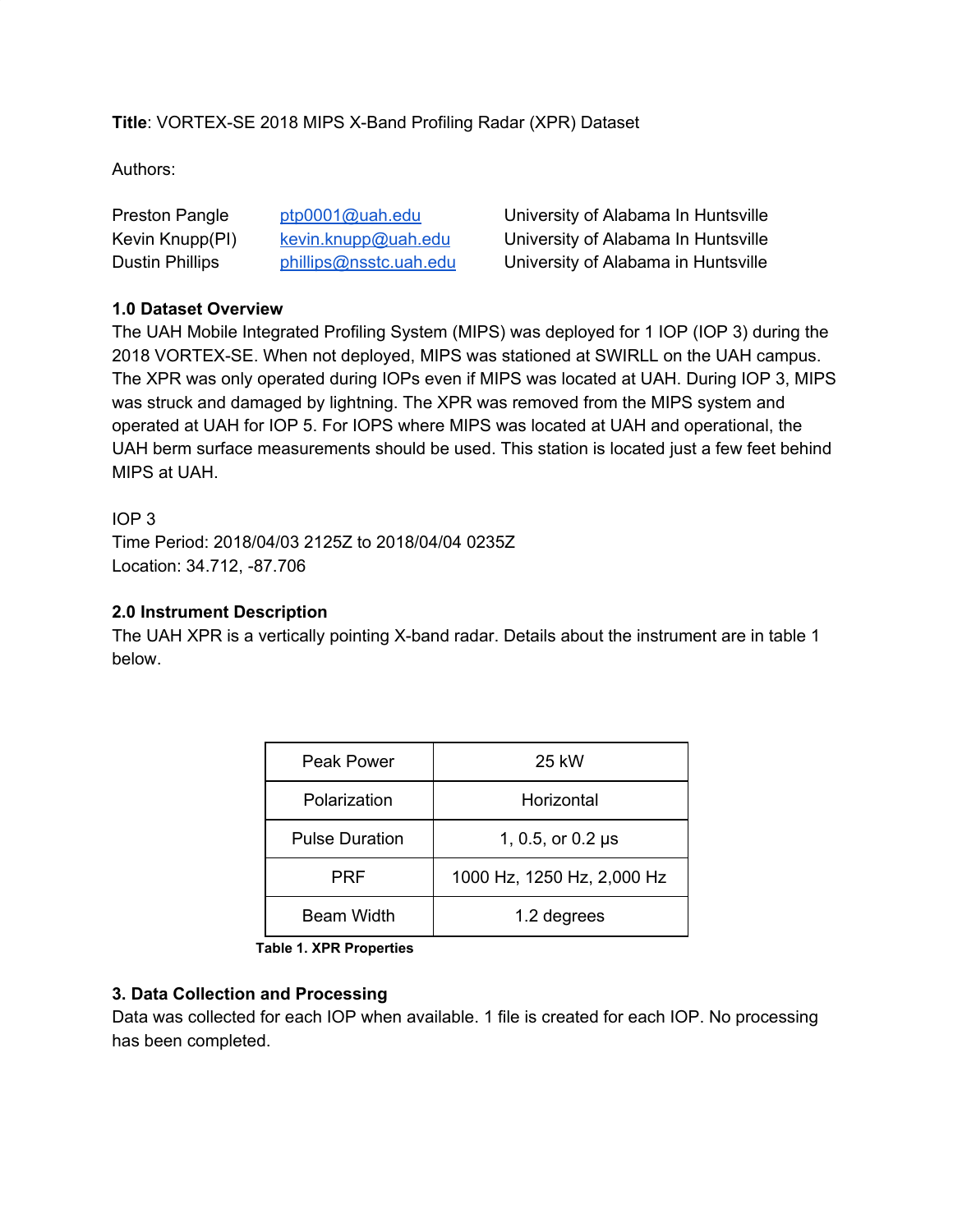**Title**: VORTEX-SE 2018 MIPS X-Band Profiling Radar (XPR) Dataset

Authors:

| | | |
|---|---|---|
| Preston Pangle | ptp0001@uah.edu | University of Alabama In Huntsville |
| Kevin Knupp(PI) | kevin.knupp@uah.edu | University of Alabama In Huntsville |
| Dustin Phillips | phillips@nsstc.uah.edu | University of Alabama in Huntsville |

**1.0 Dataset Overview**

The UAH Mobile Integrated Profiling System (MIPS) was deployed for 1 IOP (IOP 3) during the 2018 VORTEX-SE. When not deployed, MIPS was stationed at SWIRLL on the UAH campus. The XPR was only operated during IOPs even if MIPS was located at UAH. During IOP 3, MIPS was struck and damaged by lightning. The XPR was removed from the MIPS system and operated at UAH for IOP 5. For IOPS where MIPS was located at UAH and operational, the UAH berm surface measurements should be used. This station is located just a few feet behind MIPS at UAH.

IOP 3
Time Period: 2018/04/03 2125Z to 2018/04/04 0235Z
Location: 34.712, -87.706

**2.0 Instrument Description**

The UAH XPR is a vertically pointing X-band radar. Details about the instrument are in table 1 below.

| Property | Value |
|---|---|
| Peak Power | 25 kW |
| Polarization | Horizontal |
| Pulse Duration | 1, 0.5, or 0.2 μs |
| PRF | 1000 Hz, 1250 Hz, 2,000 Hz |
| Beam Width | 1.2 degrees |

**Table 1. XPR Properties**

**3. Data Collection and Processing**

Data was collected for each IOP when available. 1 file is created for each IOP. No processing has been completed.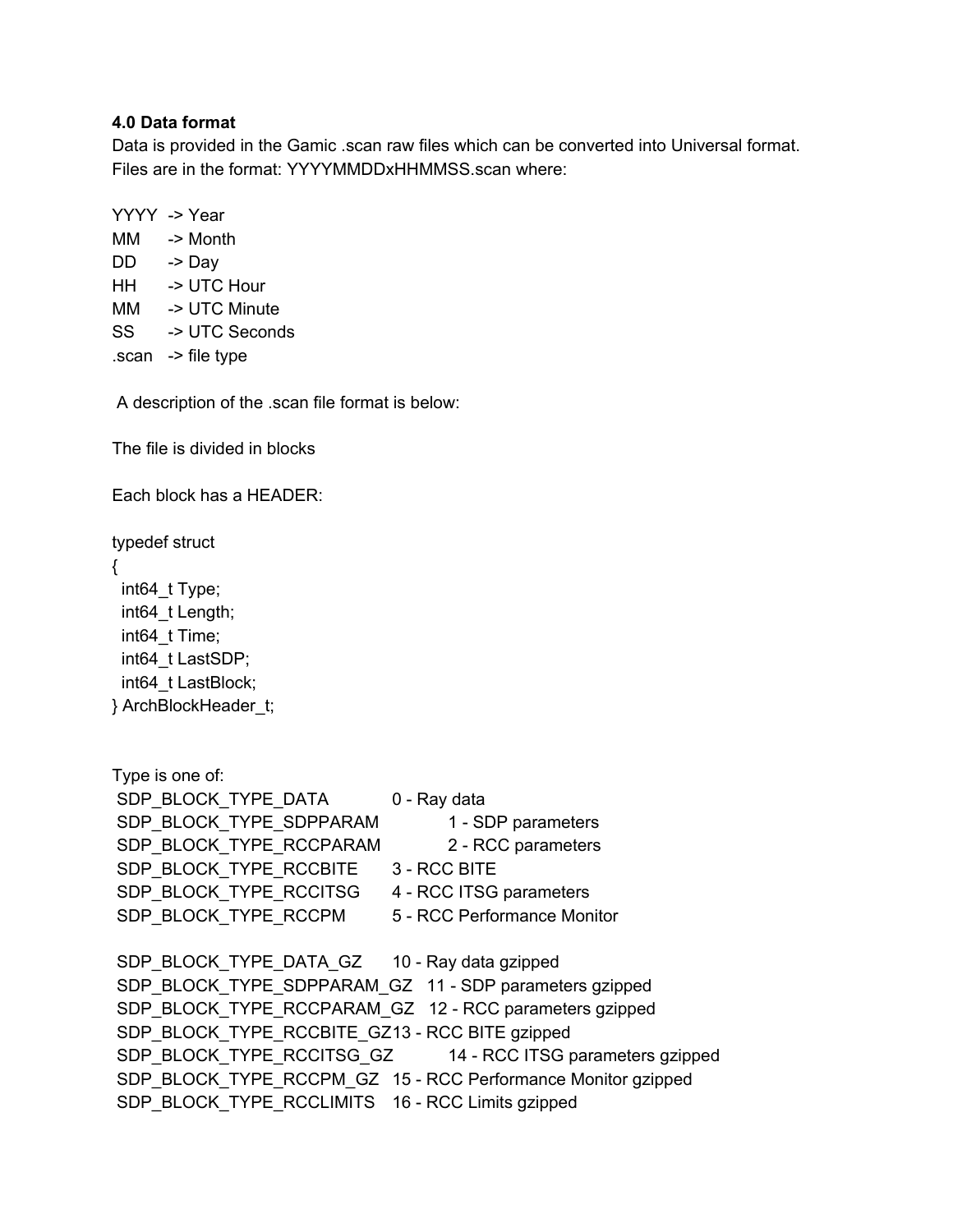### 4.0 Data format

Data is provided in the Gamic .scan raw files which can be converted into Universal format. Files are in the format: YYYYMMDDxHHMMSS.scan where:

YYYY -> Year
MM -> Month
DD -> Day
HH -> UTC Hour
MM -> UTC Minute
SS -> UTC Seconds
.scan -> file type

A description of the .scan file format is below:

The file is divided in blocks

Each block has a HEADER:

```
typedef struct
{
  int64_t Type;
  int64_t Length;
  int64_t Time;
  int64_t LastSDP;
  int64_t LastBlock;
} ArchBlockHeader_t;
```

Type is one of:

SDP_BLOCK_TYPE_DATA 0 - Ray data
SDP_BLOCK_TYPE_SDPPARAM 1 - SDP parameters
SDP_BLOCK_TYPE_RCCPARAM 2 - RCC parameters
SDP_BLOCK_TYPE_RCCBITE 3 - RCC BITE
SDP_BLOCK_TYPE_RCCITSG 4 - RCC ITSG parameters
SDP_BLOCK_TYPE_RCCPM 5 - RCC Performance Monitor

SDP_BLOCK_TYPE_DATA_GZ 10 - Ray data gzipped
SDP_BLOCK_TYPE_SDPPARAM_GZ 11 - SDP parameters gzipped
SDP_BLOCK_TYPE_RCCPARAM_GZ 12 - RCC parameters gzipped
SDP_BLOCK_TYPE_RCCBITE_GZ13 - RCC BITE gzipped
SDP_BLOCK_TYPE_RCCITSG_GZ 14 - RCC ITSG parameters gzipped
SDP_BLOCK_TYPE_RCCPM_GZ 15 - RCC Performance Monitor gzipped
SDP_BLOCK_TYPE_RCCLIMITS 16 - RCC Limits gzipped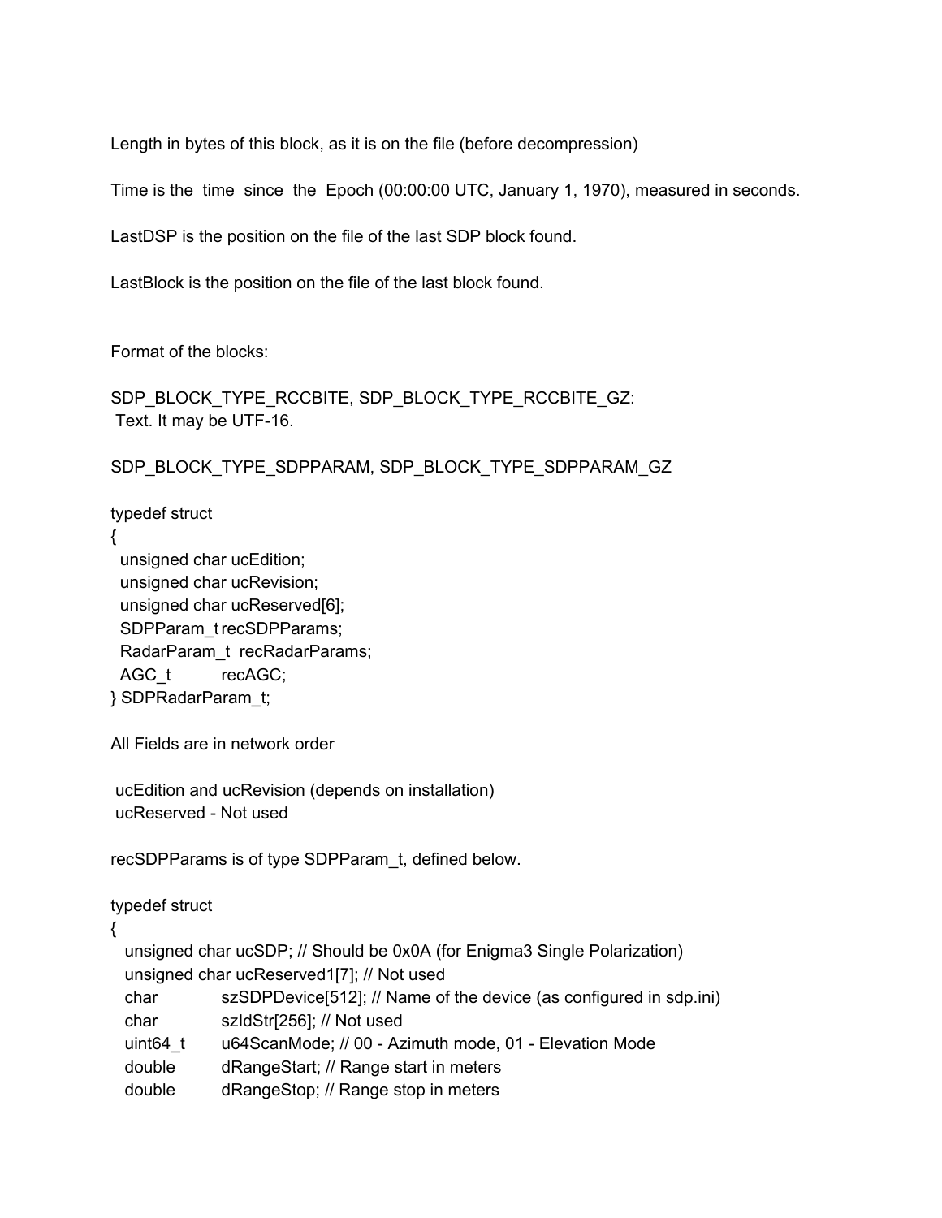Length in bytes of this block, as it is on the file (before decompression)

Time is the time since the Epoch (00:00:00 UTC, January 1, 1970), measured in seconds.

LastDSP is the position on the file of the last SDP block found.

LastBlock is the position on the file of the last block found.

Format of the blocks:

SDP_BLOCK_TYPE_RCCBITE, SDP_BLOCK_TYPE_RCCBITE_GZ:
Text. It may be UTF-16.

SDP_BLOCK_TYPE_SDPPARAM, SDP_BLOCK_TYPE_SDPPARAM_GZ

```
typedef struct
{
  unsigned char ucEdition;
  unsigned char ucRevision;
  unsigned char ucReserved[6];
  SDPParam_t recSDPParams;
  RadarParam_t  recRadarParams;
  AGC_t         recAGC;
} SDPRadarParam_t;
```

All Fields are in network order

ucEdition and ucRevision (depends on installation)
ucReserved - Not used

recSDPParams is of type SDPParam_t, defined below.

```
typedef struct
{
   unsigned char ucSDP; // Should be 0x0A (for Enigma3 Single Polarization)
   unsigned char ucReserved1[7]; // Not used
   char          szSDPDevice[512]; // Name of the device (as configured in sdp.ini)
   char          szIdStr[256]; // Not used
   uint64_t      u64ScanMode; // 00 - Azimuth mode, 01 - Elevation Mode
   double        dRangeStart; // Range start in meters
   double        dRangeStop; // Range stop in meters
```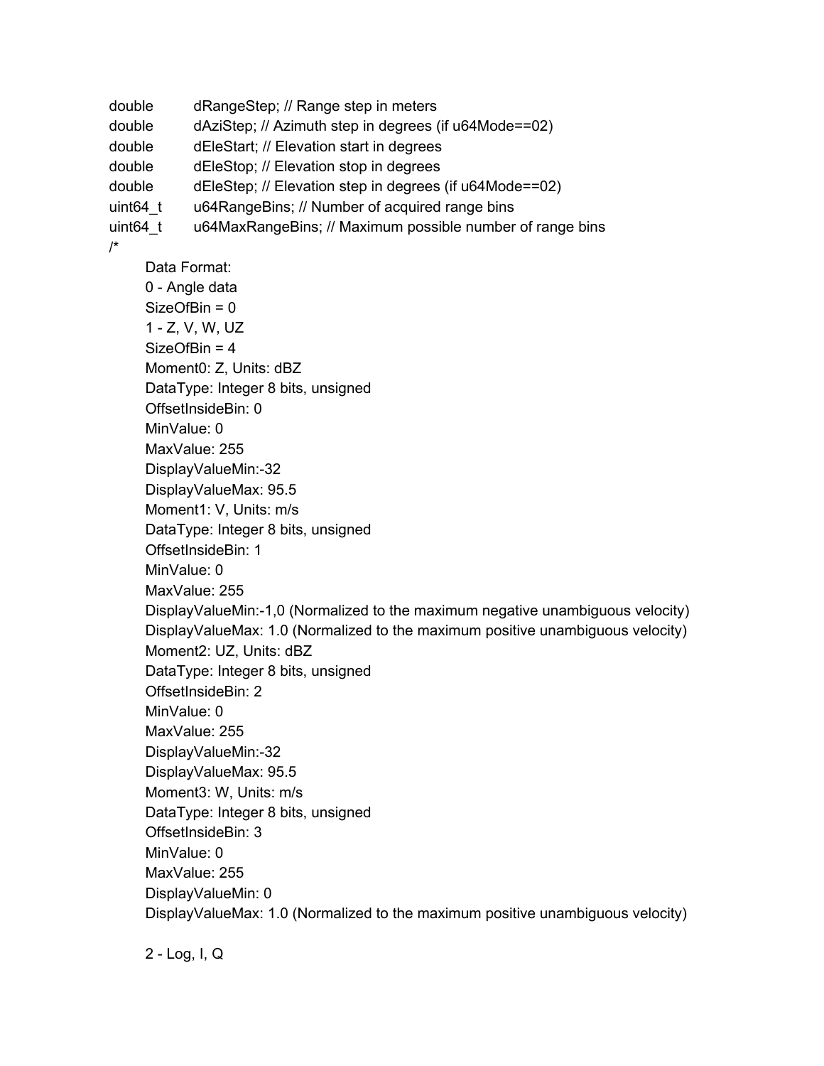```
double      dRangeStep; // Range step in meters
double      dAziStep; // Azimuth step in degrees (if u64Mode==02)
double      dEleStart; // Elevation start in degrees
double      dEleStop; // Elevation stop in degrees
double      dEleStep; // Elevation step in degrees (if u64Mode==02)
uint64_t    u64RangeBins; // Number of acquired range bins
uint64_t    u64MaxRangeBins; // Maximum possible number of range bins
/*
    Data Format:
    0 - Angle data
    SizeOfBin = 0
    1 - Z, V, W, UZ
    SizeOfBin = 4
    Moment0: Z, Units: dBZ
    DataType: Integer 8 bits, unsigned
    OffsetInsideBin: 0
    MinValue: 0
    MaxValue: 255
    DisplayValueMin:-32
    DisplayValueMax: 95.5
    Moment1: V, Units: m/s
    DataType: Integer 8 bits, unsigned
    OffsetInsideBin: 1
    MinValue: 0
    MaxValue: 255
    DisplayValueMin:-1,0 (Normalized to the maximum negative unambiguous velocity)
    DisplayValueMax: 1.0 (Normalized to the maximum positive unambiguous velocity)
    Moment2: UZ, Units: dBZ
    DataType: Integer 8 bits, unsigned
    OffsetInsideBin: 2
    MinValue: 0
    MaxValue: 255
    DisplayValueMin:-32
    DisplayValueMax: 95.5
    Moment3: W, Units: m/s
    DataType: Integer 8 bits, unsigned
    OffsetInsideBin: 3
    MinValue: 0
    MaxValue: 255
    DisplayValueMin: 0
    DisplayValueMax: 1.0 (Normalized to the maximum positive unambiguous velocity)

    2 - Log, I, Q
```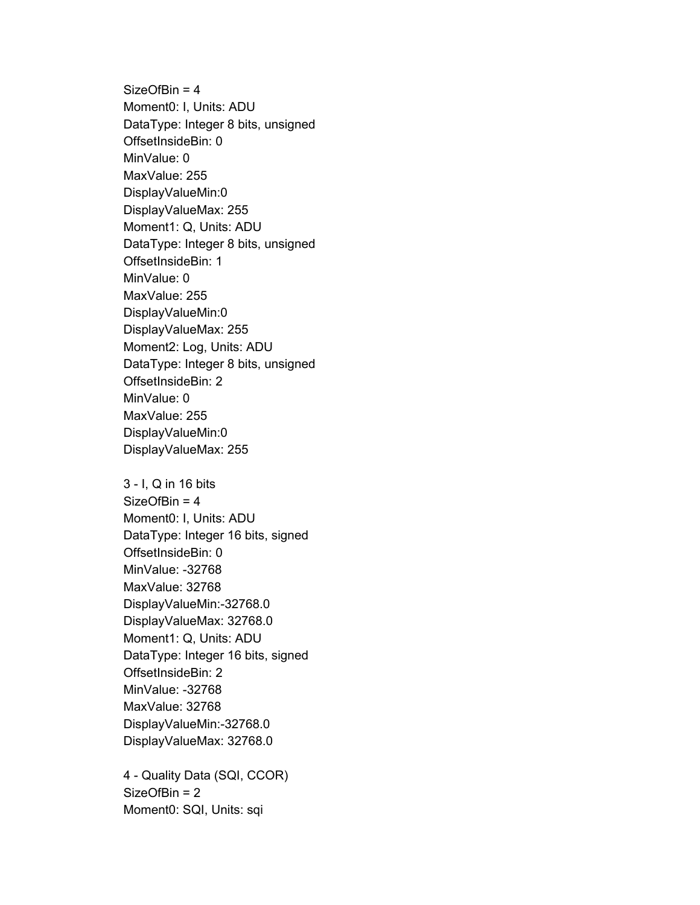SizeOfBin = 4
Moment0: I, Units: ADU
DataType: Integer 8 bits, unsigned
OffsetInsideBin: 0
MinValue: 0
MaxValue: 255
DisplayValueMin:0
DisplayValueMax: 255
Moment1: Q, Units: ADU
DataType: Integer 8 bits, unsigned
OffsetInsideBin: 1
MinValue: 0
MaxValue: 255
DisplayValueMin:0
DisplayValueMax: 255
Moment2: Log, Units: ADU
DataType: Integer 8 bits, unsigned
OffsetInsideBin: 2
MinValue: 0
MaxValue: 255
DisplayValueMin:0
DisplayValueMax: 255

3 - I, Q in 16 bits
SizeOfBin = 4
Moment0: I, Units: ADU
DataType: Integer 16 bits, signed
OffsetInsideBin: 0
MinValue: -32768
MaxValue: 32768
DisplayValueMin:-32768.0
DisplayValueMax: 32768.0
Moment1: Q, Units: ADU
DataType: Integer 16 bits, signed
OffsetInsideBin: 2
MinValue: -32768
MaxValue: 32768
DisplayValueMin:-32768.0
DisplayValueMax: 32768.0

4 - Quality Data (SQI, CCOR)
SizeOfBin = 2
Moment0: SQI, Units: sqi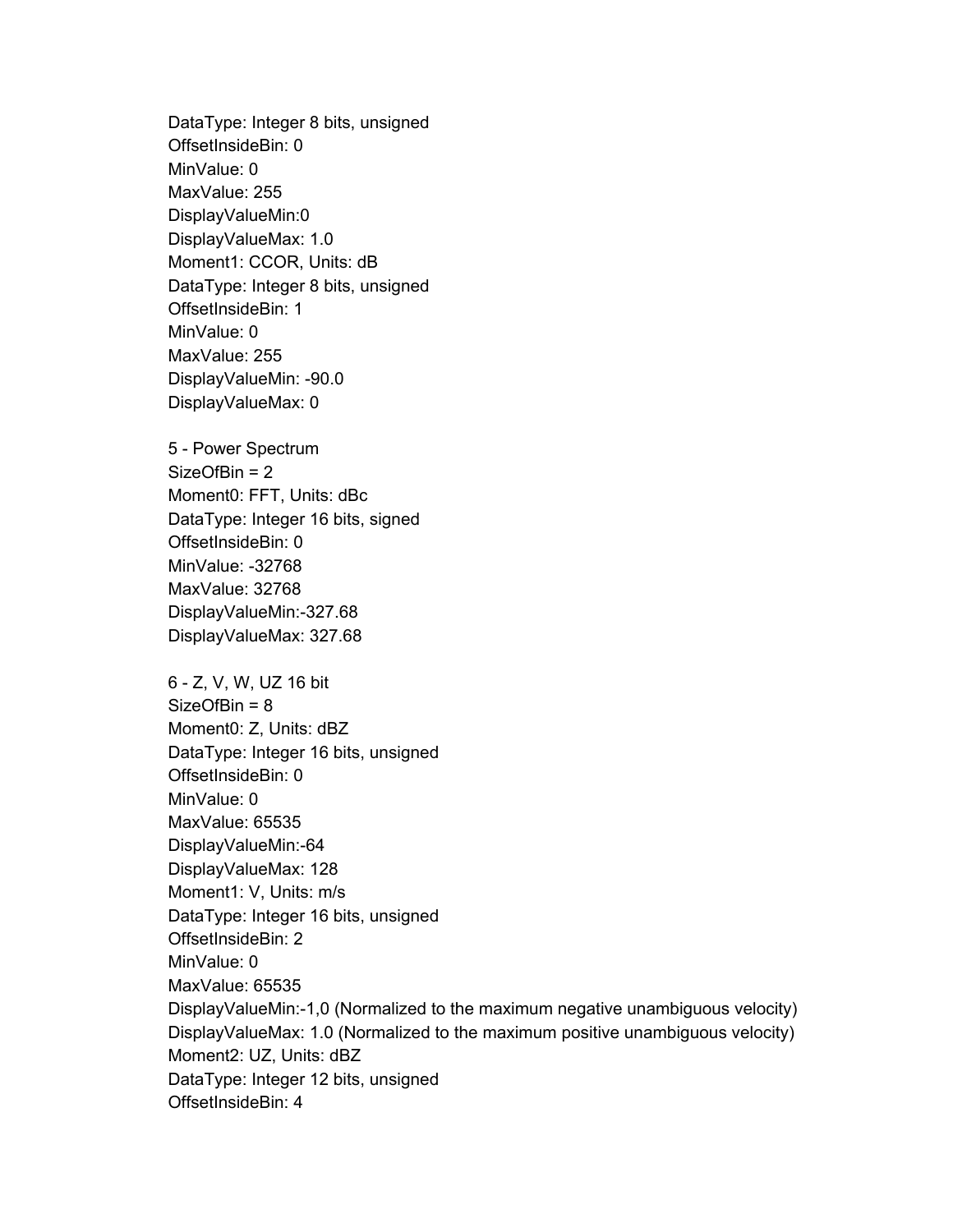DataType: Integer 8 bits, unsigned
OffsetInsideBin: 0
MinValue: 0
MaxValue: 255
DisplayValueMin:0
DisplayValueMax: 1.0
Moment1: CCOR, Units: dB
DataType: Integer 8 bits, unsigned
OffsetInsideBin: 1
MinValue: 0
MaxValue: 255
DisplayValueMin: -90.0
DisplayValueMax: 0

5 - Power Spectrum
SizeOfBin = 2
Moment0: FFT, Units: dBc
DataType: Integer 16 bits, signed
OffsetInsideBin: 0
MinValue: -32768
MaxValue: 32768
DisplayValueMin:-327.68
DisplayValueMax: 327.68

6 - Z, V, W, UZ 16 bit
SizeOfBin = 8
Moment0: Z, Units: dBZ
DataType: Integer 16 bits, unsigned
OffsetInsideBin: 0
MinValue: 0
MaxValue: 65535
DisplayValueMin:-64
DisplayValueMax: 128
Moment1: V, Units: m/s
DataType: Integer 16 bits, unsigned
OffsetInsideBin: 2
MinValue: 0
MaxValue: 65535
DisplayValueMin:-1,0 (Normalized to the maximum negative unambiguous velocity)
DisplayValueMax: 1.0 (Normalized to the maximum positive unambiguous velocity)
Moment2: UZ, Units: dBZ
DataType: Integer 12 bits, unsigned
OffsetInsideBin: 4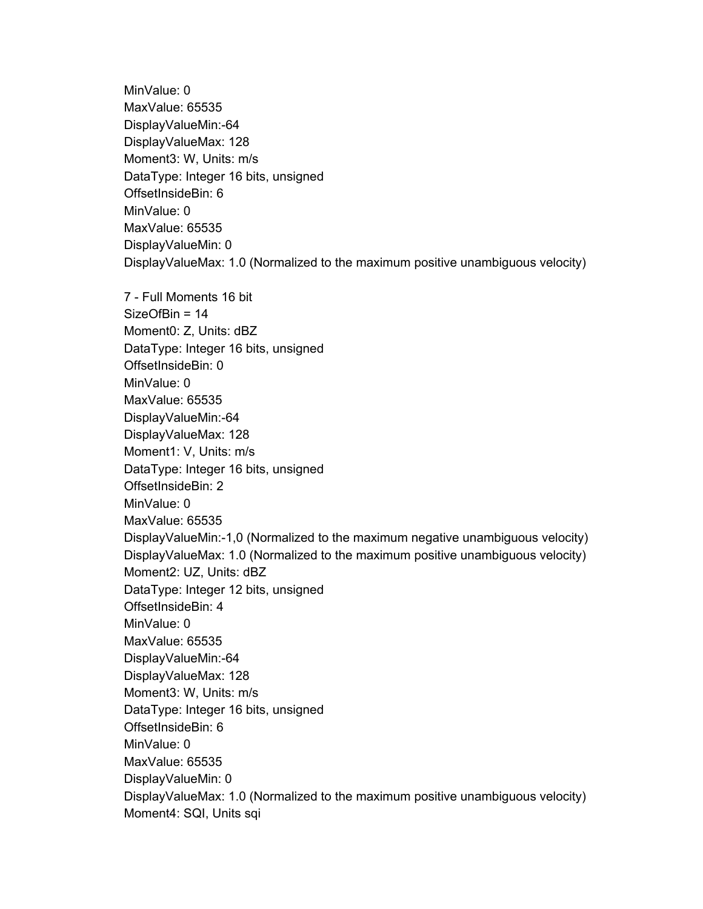MinValue: 0
MaxValue: 65535
DisplayValueMin:-64
DisplayValueMax: 128
Moment3: W, Units: m/s
DataType: Integer 16 bits, unsigned
OffsetInsideBin: 6
MinValue: 0
MaxValue: 65535
DisplayValueMin: 0
DisplayValueMax: 1.0 (Normalized to the maximum positive unambiguous velocity)

7 - Full Moments 16 bit
SizeOfBin = 14
Moment0: Z, Units: dBZ
DataType: Integer 16 bits, unsigned
OffsetInsideBin: 0
MinValue: 0
MaxValue: 65535
DisplayValueMin:-64
DisplayValueMax: 128
Moment1: V, Units: m/s
DataType: Integer 16 bits, unsigned
OffsetInsideBin: 2
MinValue: 0
MaxValue: 65535
DisplayValueMin:-1,0 (Normalized to the maximum negative unambiguous velocity)
DisplayValueMax: 1.0 (Normalized to the maximum positive unambiguous velocity)
Moment2: UZ, Units: dBZ
DataType: Integer 12 bits, unsigned
OffsetInsideBin: 4
MinValue: 0
MaxValue: 65535
DisplayValueMin:-64
DisplayValueMax: 128
Moment3: W, Units: m/s
DataType: Integer 16 bits, unsigned
OffsetInsideBin: 6
MinValue: 0
MaxValue: 65535
DisplayValueMin: 0
DisplayValueMax: 1.0 (Normalized to the maximum positive unambiguous velocity)
Moment4: SQI, Units sqi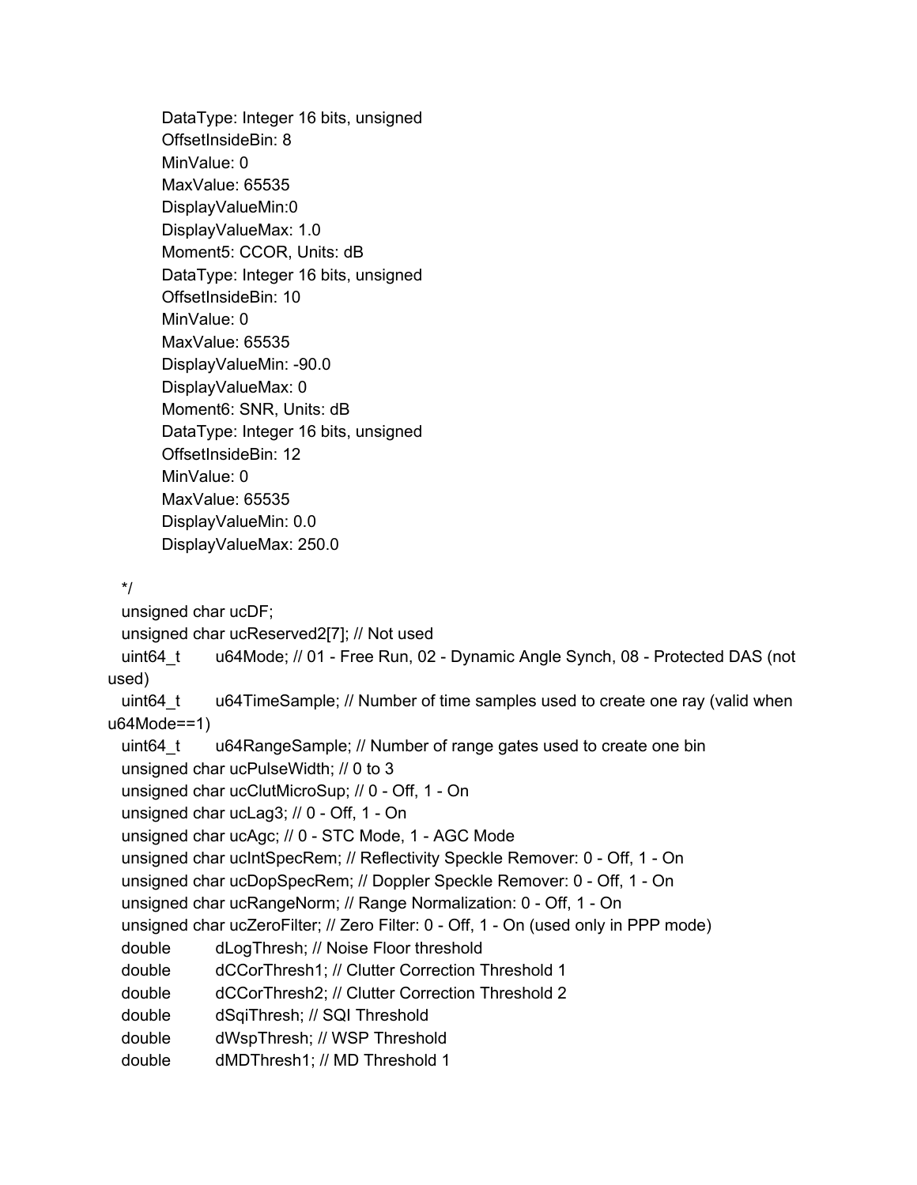```
        DataType: Integer 16 bits, unsigned
        OffsetInsideBin: 8
        MinValue: 0
        MaxValue: 65535
        DisplayValueMin:0
        DisplayValueMax: 1.0
        Moment5: CCOR, Units: dB
        DataType: Integer 16 bits, unsigned
        OffsetInsideBin: 10
        MinValue: 0
        MaxValue: 65535
        DisplayValueMin: -90.0
        DisplayValueMax: 0
        Moment6: SNR, Units: dB
        DataType: Integer 16 bits, unsigned
        OffsetInsideBin: 12
        MinValue: 0
        MaxValue: 65535
        DisplayValueMin: 0.0
        DisplayValueMax: 250.0

  */
  unsigned char ucDF;
  unsigned char ucReserved2[7]; // Not used
  uint64_t     u64Mode; // 01 - Free Run, 02 - Dynamic Angle Synch, 08 - Protected DAS (not used)
  uint64_t     u64TimeSample; // Number of time samples used to create one ray (valid when u64Mode==1)
  uint64_t     u64RangeSample; // Number of range gates used to create one bin
  unsigned char ucPulseWidth; // 0 to 3
  unsigned char ucClutMicroSup; // 0 - Off, 1 - On
  unsigned char ucLag3; // 0 - Off, 1 - On
  unsigned char ucAgc; // 0 - STC Mode, 1 - AGC Mode
  unsigned char ucIntSpecRem; // Reflectivity Speckle Remover: 0 - Off, 1 - On
  unsigned char ucDopSpecRem; // Doppler Speckle Remover: 0 - Off, 1 - On
  unsigned char ucRangeNorm; // Range Normalization: 0 - Off, 1 - On
  unsigned char ucZeroFilter; // Zero Filter: 0 - Off, 1 - On (used only in PPP mode)
  double       dLogThresh; // Noise Floor threshold
  double       dCCorThresh1; // Clutter Correction Threshold 1
  double       dCCorThresh2; // Clutter Correction Threshold 2
  double       dSqiThresh; // SQI Threshold
  double       dWspThresh; // WSP Threshold
  double       dMDThresh1; // MD Threshold 1
```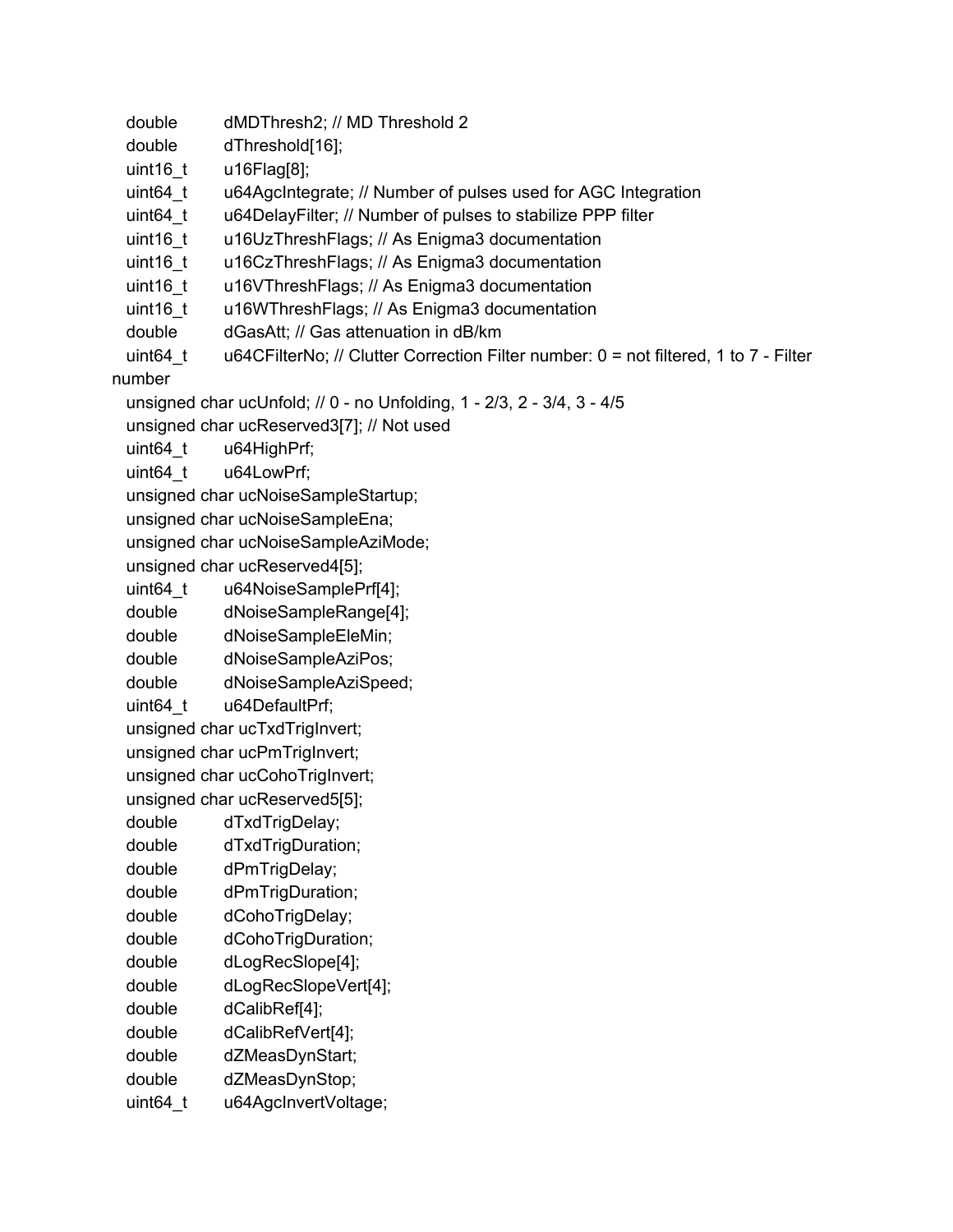```
  double        dMDThresh2; // MD Threshold 2
  double        dThreshold[16];
  uint16_t      u16Flag[8];
  uint64_t      u64AgcIntegrate; // Number of pulses used for AGC Integration
  uint64_t      u64DelayFilter; // Number of pulses to stabilize PPP filter
  uint16_t      u16UzThreshFlags; // As Enigma3 documentation
  uint16_t      u16CzThreshFlags; // As Enigma3 documentation
  uint16_t      u16VThreshFlags; // As Enigma3 documentation
  uint16_t      u16WThreshFlags; // As Enigma3 documentation
  double        dGasAtt; // Gas attenuation in dB/km
  uint64_t      u64CFilterNo; // Clutter Correction Filter number: 0 = not filtered, 1 to 7 - Filter
number
  unsigned char ucUnfold; // 0 - no Unfolding, 1 - 2/3, 2 - 3/4, 3 - 4/5
  unsigned char ucReserved3[7]; // Not used
  uint64_t      u64HighPrf;
  uint64_t      u64LowPrf;
  unsigned char ucNoiseSampleStartup;
  unsigned char ucNoiseSampleEna;
  unsigned char ucNoiseSampleAziMode;
  unsigned char ucReserved4[5];
  uint64_t      u64NoiseSamplePrf[4];
  double        dNoiseSampleRange[4];
  double        dNoiseSampleEleMin;
  double        dNoiseSampleAziPos;
  double        dNoiseSampleAziSpeed;
  uint64_t      u64DefaultPrf;
  unsigned char ucTxdTrigInvert;
  unsigned char ucPmTrigInvert;
  unsigned char ucCohoTrigInvert;
  unsigned char ucReserved5[5];
  double        dTxdTrigDelay;
  double        dTxdTrigDuration;
  double        dPmTrigDelay;
  double        dPmTrigDuration;
  double        dCohoTrigDelay;
  double        dCohoTrigDuration;
  double        dLogRecSlope[4];
  double        dLogRecSlopeVert[4];
  double        dCalibRef[4];
  double        dCalibRefVert[4];
  double        dZMeasDynStart;
  double        dZMeasDynStop;
  uint64_t      u64AgcInvertVoltage;
```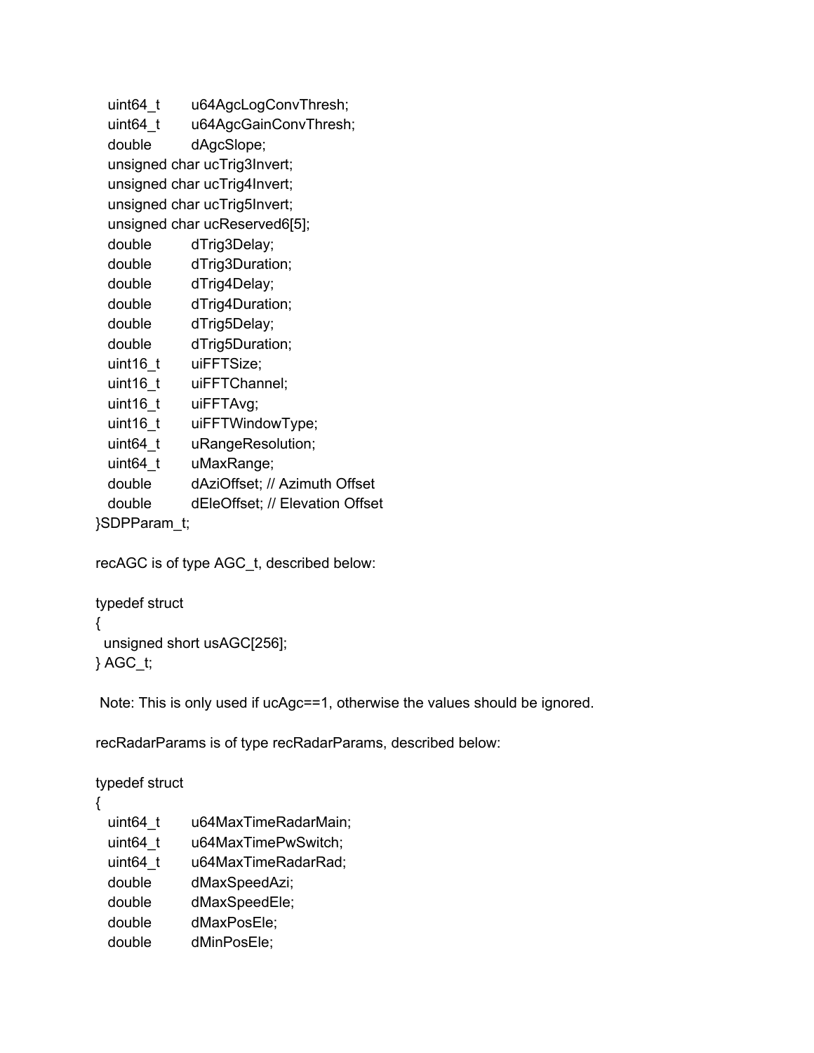```
  uint64_t      u64AgcLogConvThresh;
  uint64_t      u64AgcGainConvThresh;
  double        dAgcSlope;
  unsigned char ucTrig3Invert;
  unsigned char ucTrig4Invert;
  unsigned char ucTrig5Invert;
  unsigned char ucReserved6[5];
  double        dTrig3Delay;
  double        dTrig3Duration;
  double        dTrig4Delay;
  double        dTrig4Duration;
  double        dTrig5Delay;
  double        dTrig5Duration;
  uint16_t      uiFFTSize;
  uint16_t      uiFFTChannel;
  uint16_t      uiFFTAvg;
  uint16_t      uiFFTWindowType;
  uint64_t      uRangeResolution;
  uint64_t      uMaxRange;
  double        dAziOffset; // Azimuth Offset
  double        dEleOffset; // Elevation Offset
}SDPParam_t;
```

recAGC is of type AGC_t, described below:

```
typedef struct
{
  unsigned short usAGC[256];
} AGC_t;
```

Note: This is only used if ucAgc==1, otherwise the values should be ignored.

recRadarParams is of type recRadarParams, described below:

```
typedef struct
{
  uint64_t      u64MaxTimeRadarMain;
  uint64_t      u64MaxTimePwSwitch;
  uint64_t      u64MaxTimeRadarRad;
  double        dMaxSpeedAzi;
  double        dMaxSpeedEle;
  double        dMaxPosEle;
  double        dMinPosEle;
```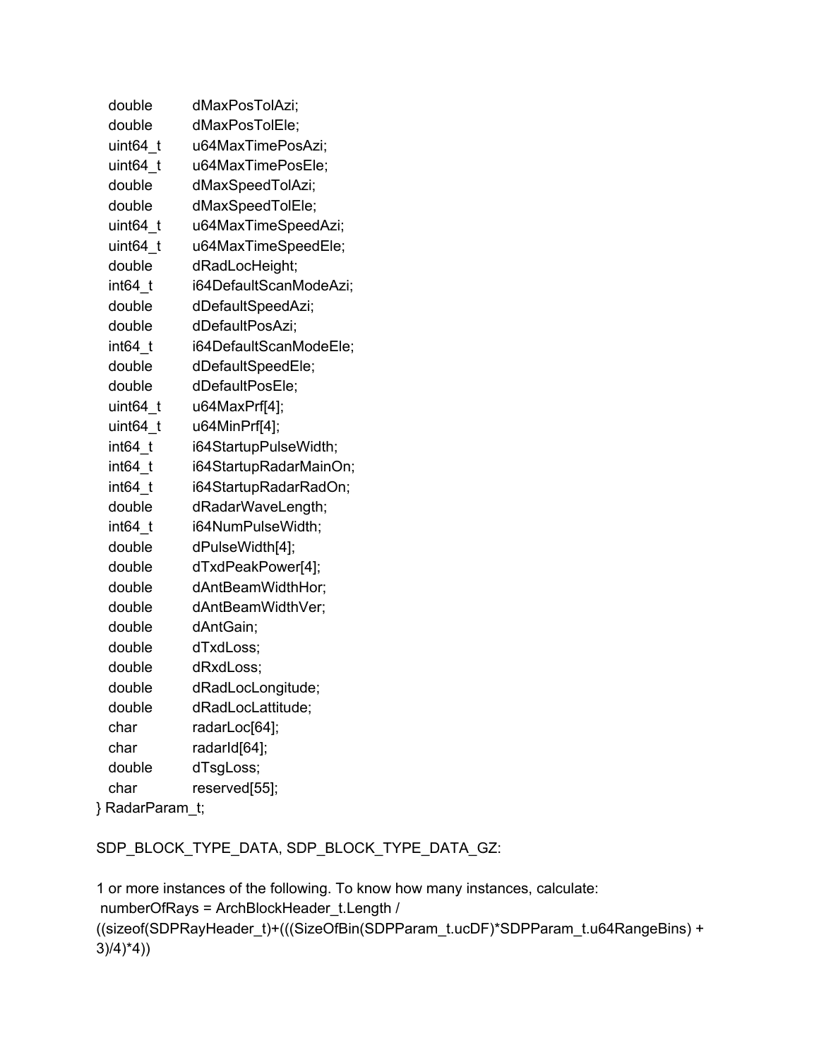```
    double      dMaxPosTolAzi;
    double      dMaxPosTolEle;
    uint64_t    u64MaxTimePosAzi;
    uint64_t    u64MaxTimePosEle;
    double      dMaxSpeedTolAzi;
    double      dMaxSpeedTolEle;
    uint64_t    u64MaxTimeSpeedAzi;
    uint64_t    u64MaxTimeSpeedEle;
    double      dRadLocHeight;
    int64_t     i64DefaultScanModeAzi;
    double      dDefaultSpeedAzi;
    double      dDefaultPosAzi;
    int64_t     i64DefaultScanModeEle;
    double      dDefaultSpeedEle;
    double      dDefaultPosEle;
    uint64_t    u64MaxPrf[4];
    uint64_t    u64MinPrf[4];
    int64_t     i64StartupPulseWidth;
    int64_t     i64StartupRadarMainOn;
    int64_t     i64StartupRadarRadOn;
    double      dRadarWaveLength;
    int64_t     i64NumPulseWidth;
    double      dPulseWidth[4];
    double      dTxdPeakPower[4];
    double      dAntBeamWidthHor;
    double      dAntBeamWidthVer;
    double      dAntGain;
    double      dTxdLoss;
    double      dRxdLoss;
    double      dRadLocLongitude;
    double      dRadLocLattitude;
    char        radarLoc[64];
    char        radarId[64];
    double      dTsgLoss;
    char        reserved[55];
} RadarParam_t;
```

SDP_BLOCK_TYPE_DATA, SDP_BLOCK_TYPE_DATA_GZ:

1 or more instances of the following. To know how many instances, calculate:

numberOfRays = ArchBlockHeader_t.Length / ((sizeof(SDPRayHeader_t)+(((SizeOfBin(SDPParam_t.ucDF)*SDPParam_t.u64RangeBins) + 3)/4)*4))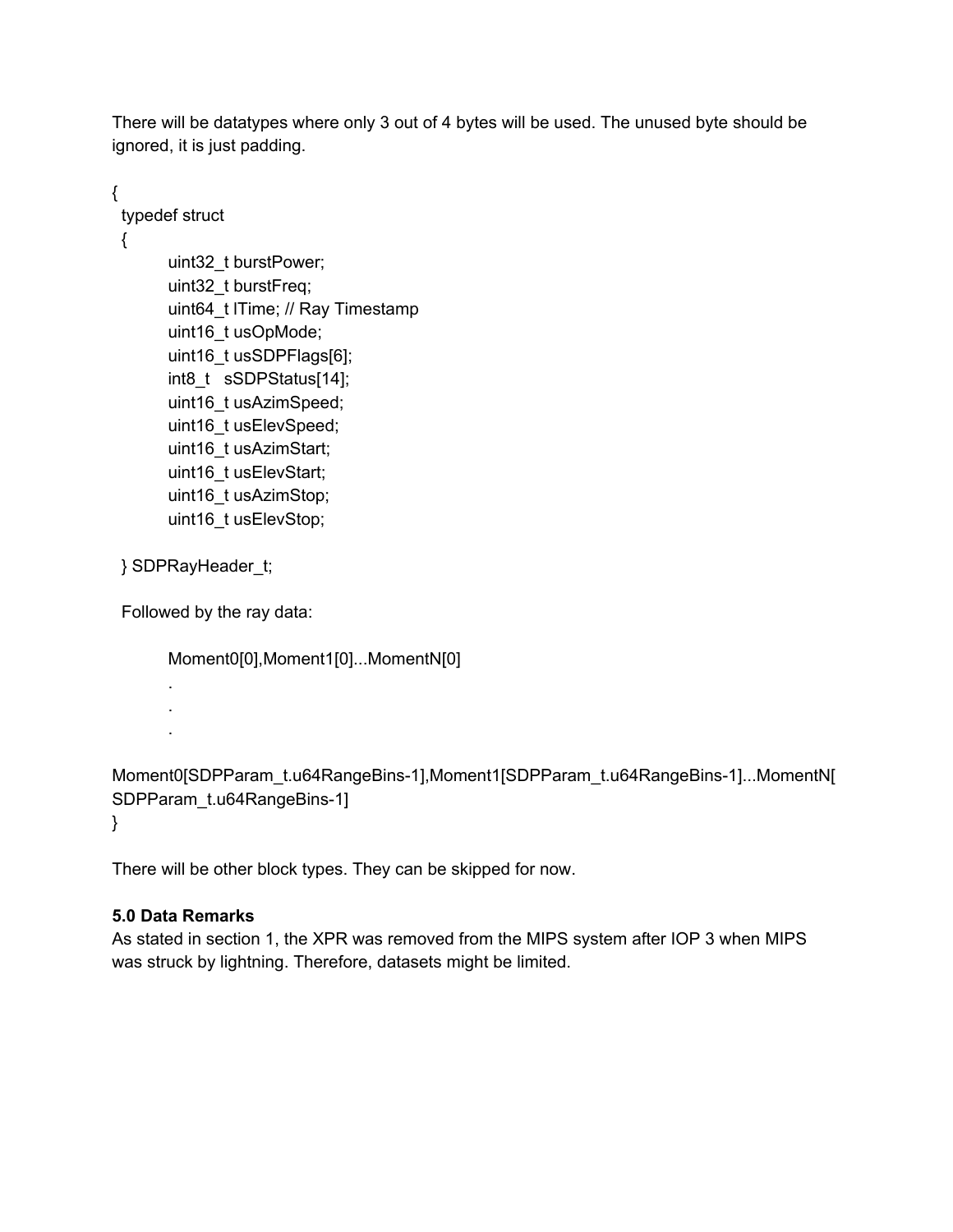There will be datatypes where only 3 out of 4 bytes will be used. The unused byte should be ignored, it is just padding.

```
{
  typedef struct
  {
          uint32_t burstPower;
          uint32_t burstFreq;
          uint64_t lTime; // Ray Timestamp
          uint16_t usOpMode;
          uint16_t usSDPFlags[6];
          int8_t   sSDPStatus[14];
          uint16_t usAzimSpeed;
          uint16_t usElevSpeed;
          uint16_t usAzimStart;
          uint16_t usElevStart;
          uint16_t usAzimStop;
          uint16_t usElevStop;

  } SDPRayHeader_t;

  Followed by the ray data:

          Moment0[0],Moment1[0]...MomentN[0]
          .
          .
          .
Moment0[SDPParam_t.u64RangeBins-1],Moment1[SDPParam_t.u64RangeBins-1]...MomentN[
SDPParam_t.u64RangeBins-1]
}
```

There will be other block types. They can be skipped for now.

**5.0 Data Remarks**

As stated in section 1, the XPR was removed from the MIPS system after IOP 3 when MIPS was struck by lightning. Therefore, datasets might be limited.